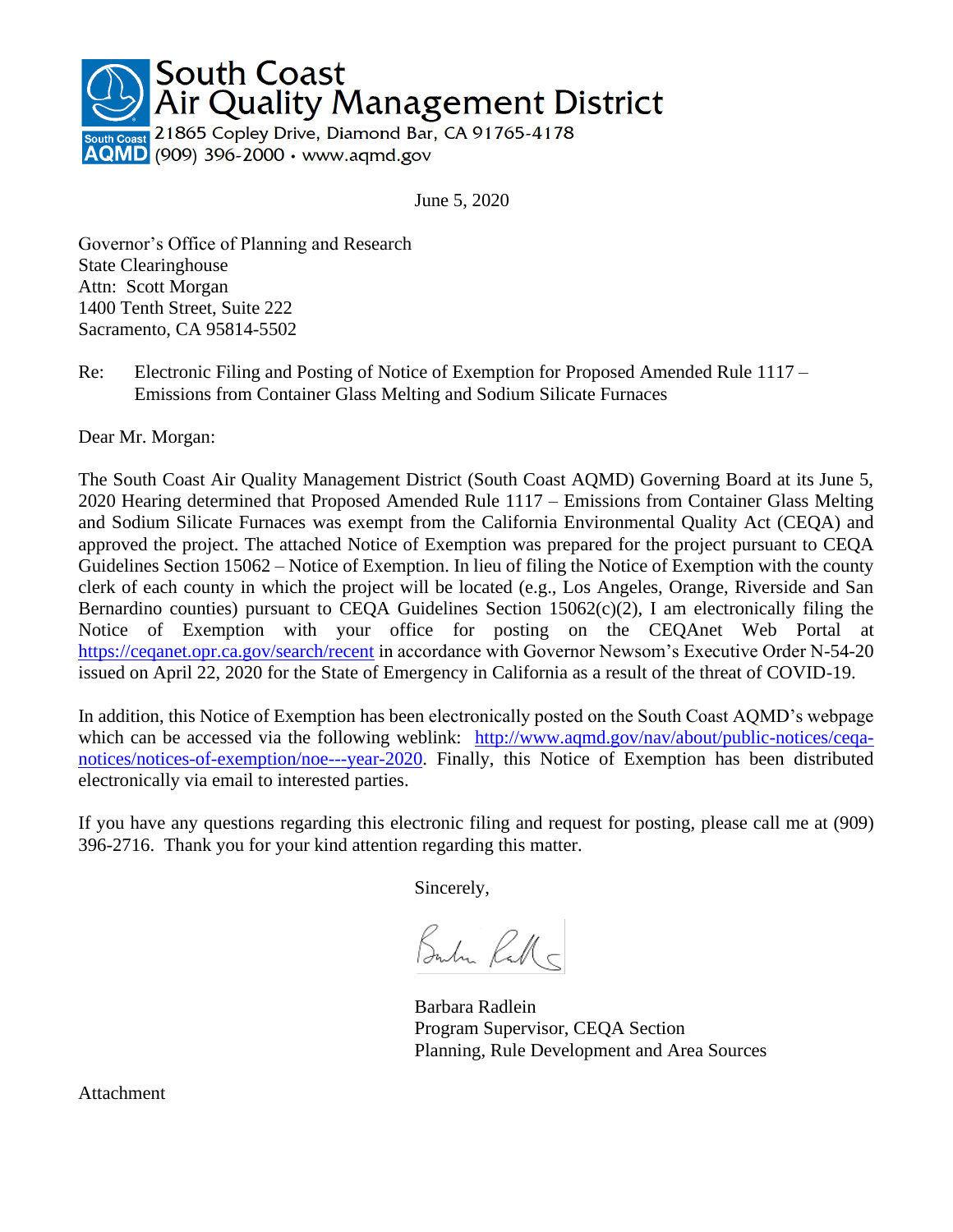# South Coast Air Quality Management District

21865 Copley Drive, Diamond Bar, CA 91765-4178
(909) 396-2000 · www.aqmd.gov

June 5, 2020

Governor's Office of Planning and Research
State Clearinghouse
Attn: Scott Morgan
1400 Tenth Street, Suite 222
Sacramento, CA 95814-5502

Re: Electronic Filing and Posting of Notice of Exemption for Proposed Amended Rule 1117 – Emissions from Container Glass Melting and Sodium Silicate Furnaces

Dear Mr. Morgan:

The South Coast Air Quality Management District (South Coast AQMD) Governing Board at its June 5, 2020 Hearing determined that Proposed Amended Rule 1117 – Emissions from Container Glass Melting and Sodium Silicate Furnaces was exempt from the California Environmental Quality Act (CEQA) and approved the project. The attached Notice of Exemption was prepared for the project pursuant to CEQA Guidelines Section 15062 – Notice of Exemption. In lieu of filing the Notice of Exemption with the county clerk of each county in which the project will be located (e.g., Los Angeles, Orange, Riverside and San Bernardino counties) pursuant to CEQA Guidelines Section 15062(c)(2), I am electronically filing the Notice of Exemption with your office for posting on the CEQAnet Web Portal at https://ceqanet.opr.ca.gov/search/recent in accordance with Governor Newsom's Executive Order N-54-20 issued on April 22, 2020 for the State of Emergency in California as a result of the threat of COVID-19.

In addition, this Notice of Exemption has been electronically posted on the South Coast AQMD's webpage which can be accessed via the following weblink: http://www.aqmd.gov/nav/about/public-notices/ceqa-notices/notices-of-exemption/noe---year-2020. Finally, this Notice of Exemption has been distributed electronically via email to interested parties.

If you have any questions regarding this electronic filing and request for posting, please call me at (909) 396-2716. Thank you for your kind attention regarding this matter.

Sincerely,

Barbara Radlein
Program Supervisor, CEQA Section
Planning, Rule Development and Area Sources

Attachment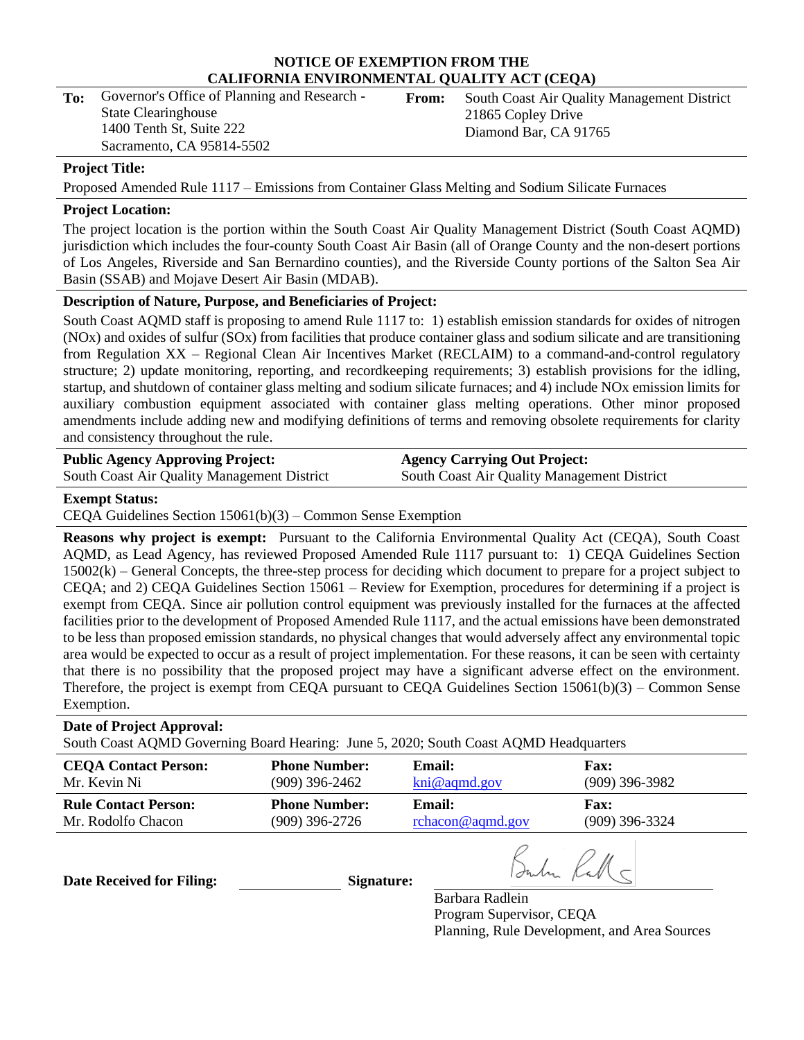**NOTICE OF EXEMPTION FROM THE CALIFORNIA ENVIRONMENTAL QUALITY ACT (CEQA)**

| | | | |
|---|---|---|---|
| **To:** | Governor's Office of Planning and Research - State Clearinghouse<br>1400 Tenth St, Suite 222<br>Sacramento, CA 95814-5502 | **From:** | South Coast Air Quality Management District<br>21865 Copley Drive<br>Diamond Bar, CA 91765 |

**Project Title:**

Proposed Amended Rule 1117 – Emissions from Container Glass Melting and Sodium Silicate Furnaces

**Project Location:**

The project location is the portion within the South Coast Air Quality Management District (South Coast AQMD) jurisdiction which includes the four-county South Coast Air Basin (all of Orange County and the non-desert portions of Los Angeles, Riverside and San Bernardino counties), and the Riverside County portions of the Salton Sea Air Basin (SSAB) and Mojave Desert Air Basin (MDAB).

**Description of Nature, Purpose, and Beneficiaries of Project:**

South Coast AQMD staff is proposing to amend Rule 1117 to: 1) establish emission standards for oxides of nitrogen (NOx) and oxides of sulfur (SOx) from facilities that produce container glass and sodium silicate and are transitioning from Regulation XX – Regional Clean Air Incentives Market (RECLAIM) to a command-and-control regulatory structure; 2) update monitoring, reporting, and recordkeeping requirements; 3) establish provisions for the idling, startup, and shutdown of container glass melting and sodium silicate furnaces; and 4) include NOx emission limits for auxiliary combustion equipment associated with container glass melting operations. Other minor proposed amendments include adding new and modifying definitions of terms and removing obsolete requirements for clarity and consistency throughout the rule.

| **Public Agency Approving Project:** | **Agency Carrying Out Project:** |
|---|---|
| South Coast Air Quality Management District | South Coast Air Quality Management District |

**Exempt Status:**

CEQA Guidelines Section 15061(b)(3) – Common Sense Exemption

**Reasons why project is exempt:** Pursuant to the California Environmental Quality Act (CEQA), South Coast AQMD, as Lead Agency, has reviewed Proposed Amended Rule 1117 pursuant to: 1) CEQA Guidelines Section 15002(k) – General Concepts, the three-step process for deciding which document to prepare for a project subject to CEQA; and 2) CEQA Guidelines Section 15061 – Review for Exemption, procedures for determining if a project is exempt from CEQA. Since air pollution control equipment was previously installed for the furnaces at the affected facilities prior to the development of Proposed Amended Rule 1117, and the actual emissions have been demonstrated to be less than proposed emission standards, no physical changes that would adversely affect any environmental topic area would be expected to occur as a result of project implementation. For these reasons, it can be seen with certainty that there is no possibility that the proposed project may have a significant adverse effect on the environment. Therefore, the project is exempt from CEQA pursuant to CEQA Guidelines Section 15061(b)(3) – Common Sense Exemption.

**Date of Project Approval:**

South Coast AQMD Governing Board Hearing: June 5, 2020; South Coast AQMD Headquarters

| **CEQA Contact Person:** | **Phone Number:** | **Email:** | **Fax:** |
|---|---|---|---|
| Mr. Kevin Ni | (909) 396-2462 | kni@aqmd.gov | (909) 396-3982 |
| **Rule Contact Person:** | **Phone Number:** | **Email:** | **Fax:** |
| Mr. Rodolfo Chacon | (909) 396-2726 | rchacon@aqmd.gov | (909) 396-3324 |

**Date Received for Filing:** ____________ **Signature:**

Barbara Radlein
Program Supervisor, CEQA
Planning, Rule Development, and Area Sources